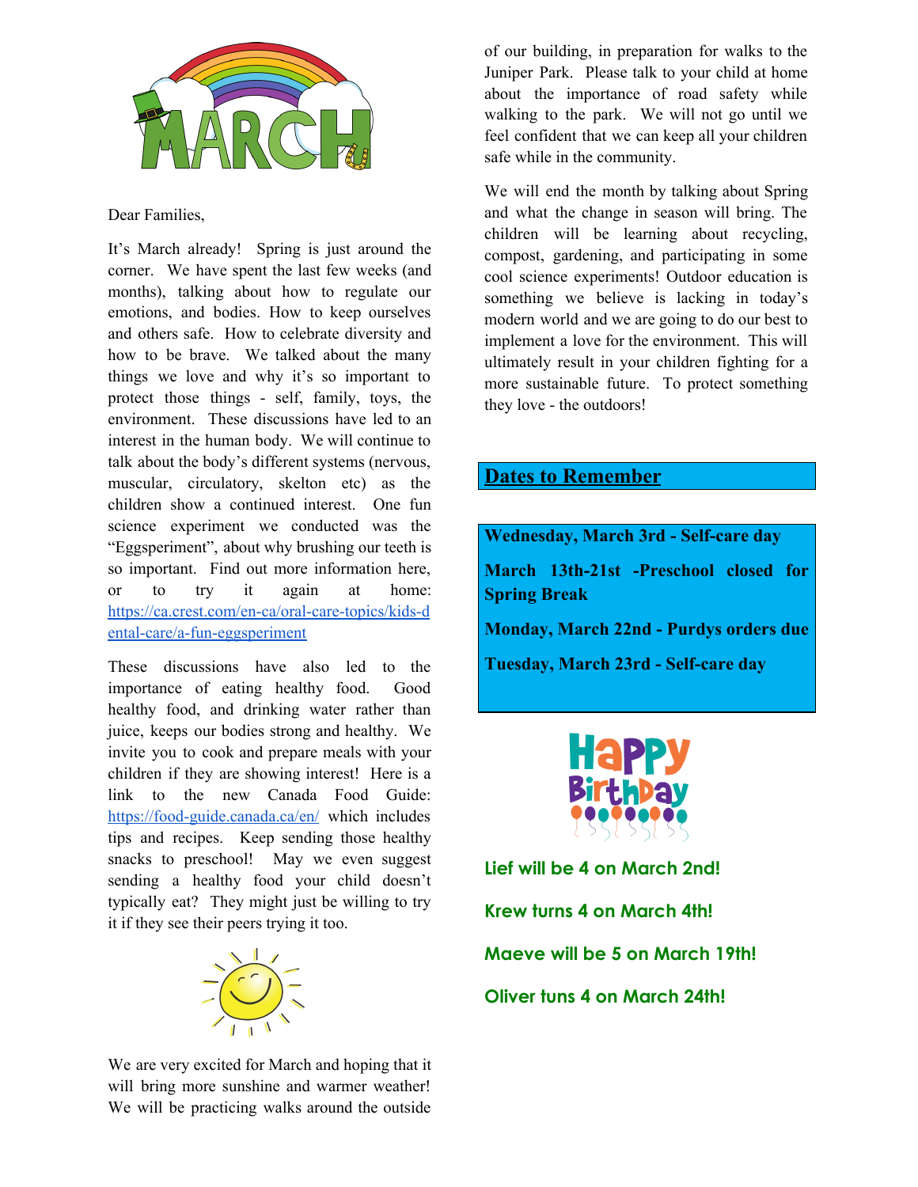# MARCH

Dear Families,

It's March already! Spring is just around the corner. We have spent the last few weeks (and months), talking about how to regulate our emotions, and bodies. How to keep ourselves and others safe. How to celebrate diversity and how to be brave. We talked about the many things we love and why it's so important to protect those things - self, family, toys, the environment. These discussions have led to an interest in the human body. We will continue to talk about the body's different systems (nervous, muscular, circulatory, skelton etc) as the children show a continued interest. One fun science experiment we conducted was the "Eggsperiment", about why brushing our teeth is so important. Find out more information here, or to try it again at home: https://ca.crest.com/en-ca/oral-care-topics/kids-dental-care/a-fun-eggsperiment

These discussions have also led to the importance of eating healthy food. Good healthy food, and drinking water rather than juice, keeps our bodies strong and healthy. We invite you to cook and prepare meals with your children if they are showing interest! Here is a link to the new Canada Food Guide: https://food-guide.canada.ca/en/ which includes tips and recipes. Keep sending those healthy snacks to preschool! May we even suggest sending a healthy food your child doesn't typically eat? They might just be willing to try it if they see their peers trying it too.

We are very excited for March and hoping that it will bring more sunshine and warmer weather! We will be practicing walks around the outside of our building, in preparation for walks to the Juniper Park. Please talk to your child at home about the importance of road safety while walking to the park. We will not go until we feel confident that we can keep all your children safe while in the community.

We will end the month by talking about Spring and what the change in season will bring. The children will be learning about recycling, compost, gardening, and participating in some cool science experiments! Outdoor education is something we believe is lacking in today's modern world and we are going to do our best to implement a love for the environment. This will ultimately result in your children fighting for a more sustainable future. To protect something they love - the outdoors!

## Dates to Remember

**Wednesday, March 3rd - Self-care day**

**March 13th-21st -Preschool closed for Spring Break**

**Monday, March 22nd - Purdys orders due**

**Tuesday, March 23rd - Self-care day**

Happy Birthday

**Lief will be 4 on March 2nd!**

**Krew turns 4 on March 4th!**

**Maeve will be 5 on March 19th!**

**Oliver tuns 4 on March 24th!**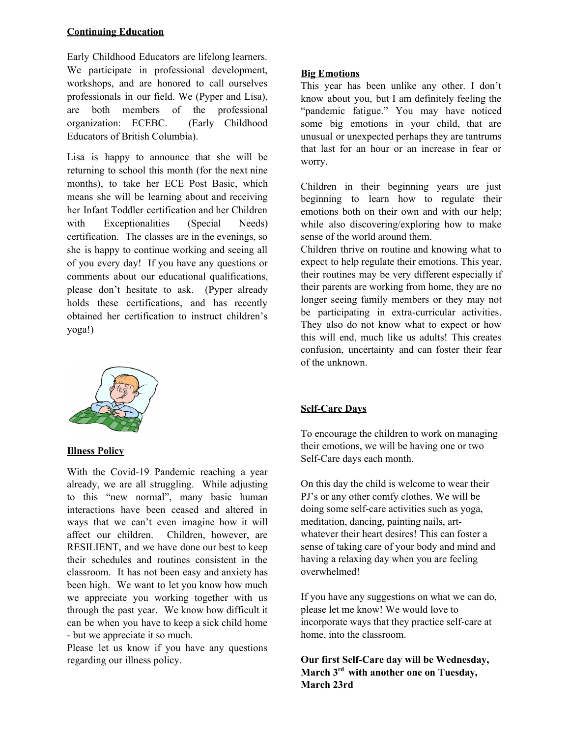**Continuing Education**

Early Childhood Educators are lifelong learners. We participate in professional development, workshops, and are honored to call ourselves professionals in our field. We (Pyper and Lisa), are both members of the professional organization: ECEBC. (Early Childhood Educators of British Columbia).

Lisa is happy to announce that she will be returning to school this month (for the next nine months), to take her ECE Post Basic, which means she will be learning about and receiving her Infant Toddler certification and her Children with Exceptionalities (Special Needs) certification. The classes are in the evenings, so she is happy to continue working and seeing all of you every day! If you have any questions or comments about our educational qualifications, please don't hesitate to ask. (Pyper already holds these certifications, and has recently obtained her certification to instruct children's yoga!)

**Illness Policy**

With the Covid-19 Pandemic reaching a year already, we are all struggling. While adjusting to this "new normal", many basic human interactions have been ceased and altered in ways that we can't even imagine how it will affect our children. Children, however, are RESILIENT, and we have done our best to keep their schedules and routines consistent in the classroom. It has not been easy and anxiety has been high. We want to let you know how much we appreciate you working together with us through the past year. We know how difficult it can be when you have to keep a sick child home - but we appreciate it so much.
Please let us know if you have any questions regarding our illness policy.

**Big Emotions**

This year has been unlike any other. I don't know about you, but I am definitely feeling the "pandemic fatigue." You may have noticed some big emotions in your child, that are unusual or unexpected perhaps they are tantrums that last for an hour or an increase in fear or worry.

Children in their beginning years are just beginning to learn how to regulate their emotions both on their own and with our help; while also discovering/exploring how to make sense of the world around them.
Children thrive on routine and knowing what to expect to help regulate their emotions. This year, their routines may be very different especially if their parents are working from home, they are no longer seeing family members or they may not be participating in extra-curricular activities. They also do not know what to expect or how this will end, much like us adults! This creates confusion, uncertainty and can foster their fear of the unknown.

**Self-Care Days**

To encourage the children to work on managing their emotions, we will be having one or two Self-Care days each month.

On this day the child is welcome to wear their PJ's or any other comfy clothes. We will be doing some self-care activities such as yoga, meditation, dancing, painting nails, art- whatever their heart desires! This can foster a sense of taking care of your body and mind and having a relaxing day when you are feeling overwhelmed!

If you have any suggestions on what we can do, please let me know! We would love to incorporate ways that they practice self-care at home, into the classroom.

**Our first Self-Care day will be Wednesday, March 3rd with another one on Tuesday, March 23rd**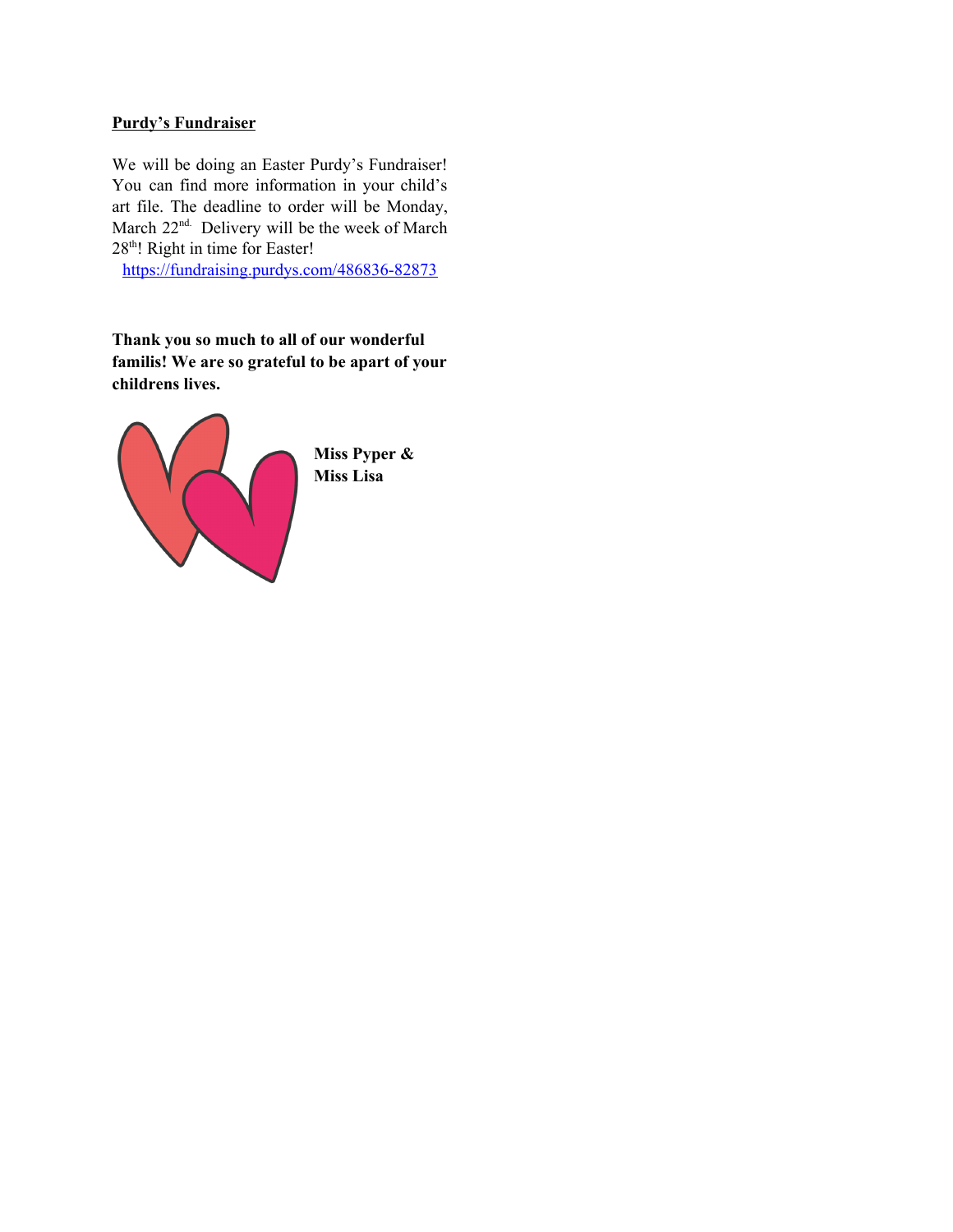**Purdy's Fundraiser**

We will be doing an Easter Purdy's Fundraiser! You can find more information in your child's art file. The deadline to order will be Monday, March 22nd. Delivery will be the week of March 28th! Right in time for Easter!
https://fundraising.purdys.com/486836-82873

**Thank you so much to all of our wonderful familis! We are so grateful to be apart of your childrens lives.**

**Miss Pyper &
Miss Lisa**